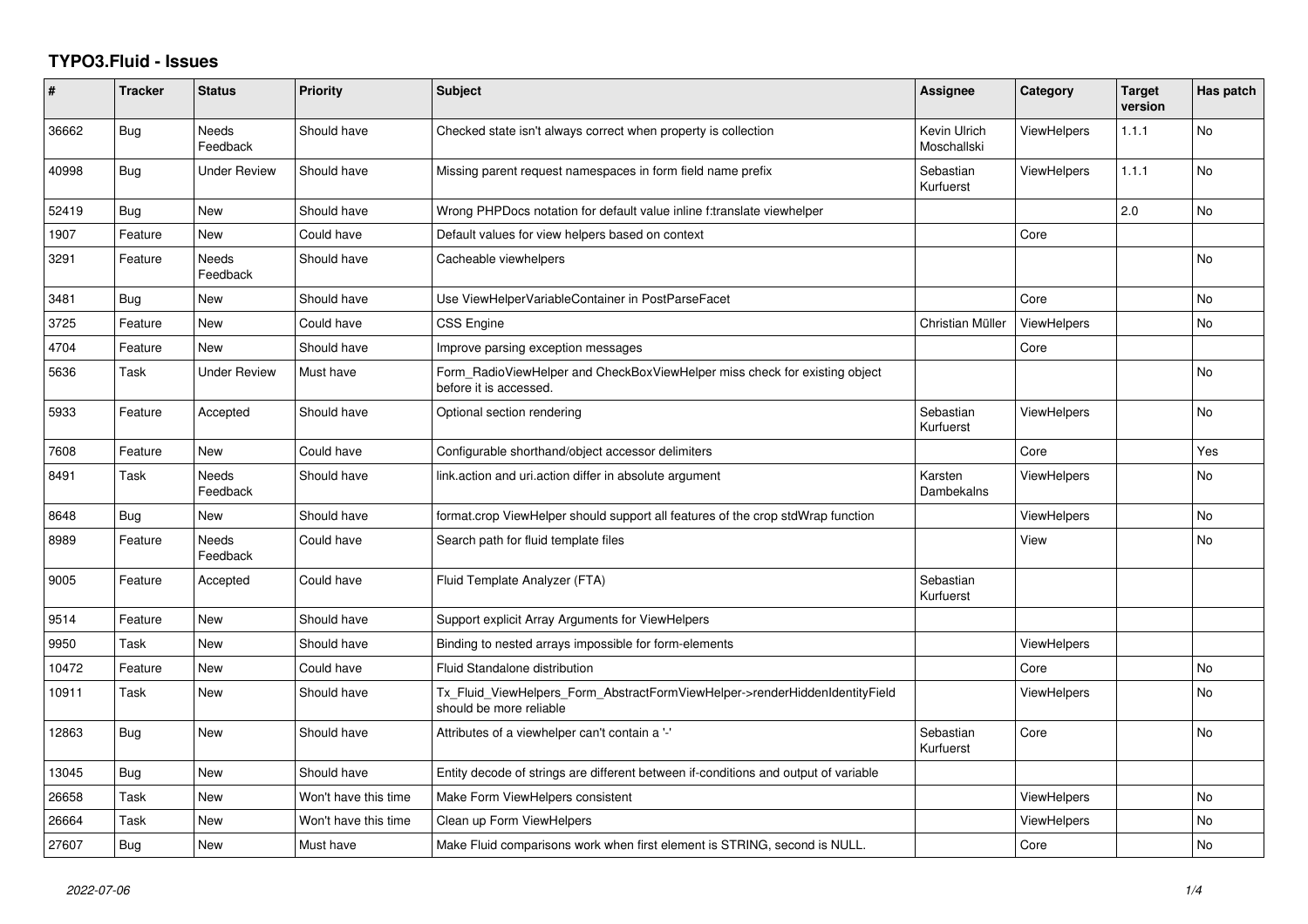# TYPO3.Fluid - Issues

| # | Tracker | Status | Priority | Subject | Assignee | Category | Target version | Has patch |
|---|---|---|---|---|---|---|---|---|
| 36662 | Bug | Needs Feedback | Should have | Checked state isn't always correct when property is collection | Kevin Ulrich Moschallski | ViewHelpers | 1.1.1 | No |
| 40998 | Bug | Under Review | Should have | Missing parent request namespaces in form field name prefix | Sebastian Kurfuerst | ViewHelpers | 1.1.1 | No |
| 52419 | Bug | New | Should have | Wrong PHPDocs notation for default value inline f:translate viewhelper | | | 2.0 | No |
| 1907 | Feature | New | Could have | Default values for view helpers based on context | | Core | | |
| 3291 | Feature | Needs Feedback | Should have | Cacheable viewhelpers | | | | No |
| 3481 | Bug | New | Should have | Use ViewHelperVariableContainer in PostParseFacet | | Core | | No |
| 3725 | Feature | New | Could have | CSS Engine | Christian Müller | ViewHelpers | | No |
| 4704 | Feature | New | Should have | Improve parsing exception messages | | Core | | |
| 5636 | Task | Under Review | Must have | Form_RadioViewHelper and CheckBoxViewHelper miss check for existing object before it is accessed. | | | | No |
| 5933 | Feature | Accepted | Should have | Optional section rendering | Sebastian Kurfuerst | ViewHelpers | | No |
| 7608 | Feature | New | Could have | Configurable shorthand/object accessor delimiters | | Core | | Yes |
| 8491 | Task | Needs Feedback | Should have | link.action and uri.action differ in absolute argument | Karsten Dambekalns | ViewHelpers | | No |
| 8648 | Bug | New | Should have | format.crop ViewHelper should support all features of the crop stdWrap function | | ViewHelpers | | No |
| 8989 | Feature | Needs Feedback | Could have | Search path for fluid template files | | View | | No |
| 9005 | Feature | Accepted | Could have | Fluid Template Analyzer (FTA) | Sebastian Kurfuerst | | | |
| 9514 | Feature | New | Should have | Support explicit Array Arguments for ViewHelpers | | | | |
| 9950 | Task | New | Should have | Binding to nested arrays impossible for form-elements | | ViewHelpers | | |
| 10472 | Feature | New | Could have | Fluid Standalone distribution | | Core | | No |
| 10911 | Task | New | Should have | Tx_Fluid_ViewHelpers_Form_AbstractFormViewHelper->renderHiddenIdentityField should be more reliable | | ViewHelpers | | No |
| 12863 | Bug | New | Should have | Attributes of a viewhelper can't contain a '-' | Sebastian Kurfuerst | Core | | No |
| 13045 | Bug | New | Should have | Entity decode of strings are different between if-conditions and output of variable | | | | |
| 26658 | Task | New | Won't have this time | Make Form ViewHelpers consistent | | ViewHelpers | | No |
| 26664 | Task | New | Won't have this time | Clean up Form ViewHelpers | | ViewHelpers | | No |
| 27607 | Bug | New | Must have | Make Fluid comparisons work when first element is STRING, second is NULL. | | Core | | No |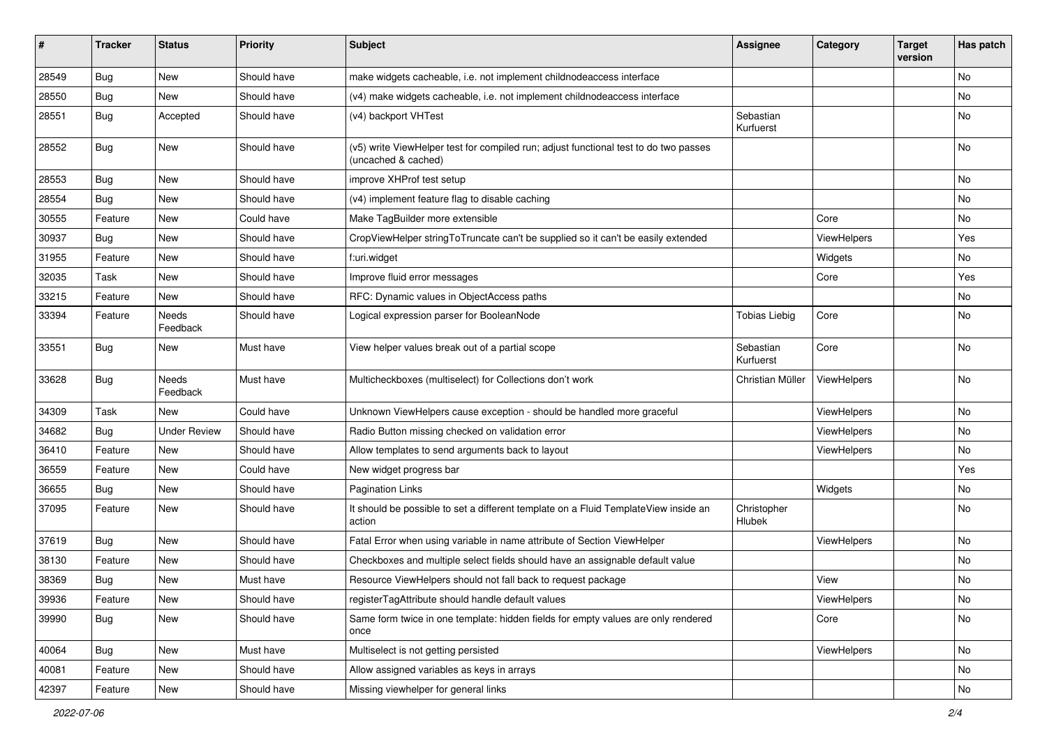| # | Tracker | Status | Priority | Subject | Assignee | Category | Target version | Has patch |
|---|---|---|---|---|---|---|---|---|
| 28549 | Bug | New | Should have | make widgets cacheable, i.e. not implement childnodeaccess interface | | | | No |
| 28550 | Bug | New | Should have | (v4) make widgets cacheable, i.e. not implement childnodeaccess interface | | | | No |
| 28551 | Bug | Accepted | Should have | (v4) backport VHTest | Sebastian Kurfuerst | | | No |
| 28552 | Bug | New | Should have | (v5) write ViewHelper test for compiled run; adjust functional test to do two passes (uncached & cached) | | | | No |
| 28553 | Bug | New | Should have | improve XHProf test setup | | | | No |
| 28554 | Bug | New | Should have | (v4) implement feature flag to disable caching | | | | No |
| 30555 | Feature | New | Could have | Make TagBuilder more extensible | | Core | | No |
| 30937 | Bug | New | Should have | CropViewHelper stringToTruncate can't be supplied so it can't be easily extended | | ViewHelpers | | Yes |
| 31955 | Feature | New | Should have | f:uri.widget | | Widgets | | No |
| 32035 | Task | New | Should have | Improve fluid error messages | | Core | | Yes |
| 33215 | Feature | New | Should have | RFC: Dynamic values in ObjectAccess paths | | | | No |
| 33394 | Feature | Needs Feedback | Should have | Logical expression parser for BooleanNode | Tobias Liebig | Core | | No |
| 33551 | Bug | New | Must have | View helper values break out of a partial scope | Sebastian Kurfuerst | Core | | No |
| 33628 | Bug | Needs Feedback | Must have | Multicheckboxes (multiselect) for Collections don't work | Christian Müller | ViewHelpers | | No |
| 34309 | Task | New | Could have | Unknown ViewHelpers cause exception - should be handled more graceful | | ViewHelpers | | No |
| 34682 | Bug | Under Review | Should have | Radio Button missing checked on validation error | | ViewHelpers | | No |
| 36410 | Feature | New | Should have | Allow templates to send arguments back to layout | | ViewHelpers | | No |
| 36559 | Feature | New | Could have | New widget progress bar | | | | Yes |
| 36655 | Bug | New | Should have | Pagination Links | | Widgets | | No |
| 37095 | Feature | New | Should have | It should be possible to set a different template on a Fluid TemplateView inside an action | Christopher Hlubek | | | No |
| 37619 | Bug | New | Should have | Fatal Error when using variable in name attribute of Section ViewHelper | | ViewHelpers | | No |
| 38130 | Feature | New | Should have | Checkboxes and multiple select fields should have an assignable default value | | | | No |
| 38369 | Bug | New | Must have | Resource ViewHelpers should not fall back to request package | | View | | No |
| 39936 | Feature | New | Should have | registerTagAttribute should handle default values | | ViewHelpers | | No |
| 39990 | Bug | New | Should have | Same form twice in one template: hidden fields for empty values are only rendered once | | Core | | No |
| 40064 | Bug | New | Must have | Multiselect is not getting persisted | | ViewHelpers | | No |
| 40081 | Feature | New | Should have | Allow assigned variables as keys in arrays | | | | No |
| 42397 | Feature | New | Should have | Missing viewhelper for general links | | | | No |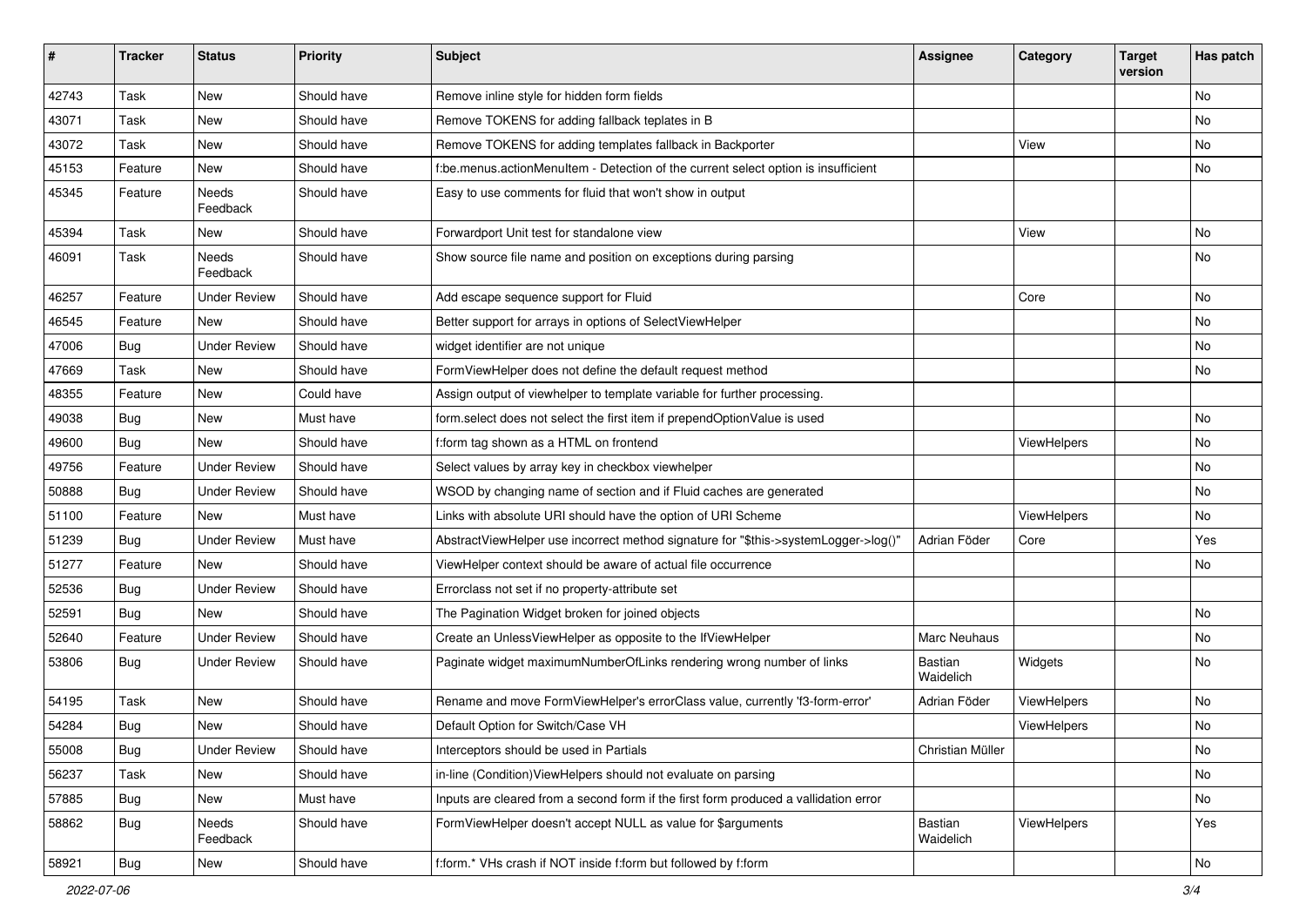| # | Tracker | Status | Priority | Subject | Assignee | Category | Target version | Has patch |
|---|---|---|---|---|---|---|---|---|
| 42743 | Task | New | Should have | Remove inline style for hidden form fields | | | | No |
| 43071 | Task | New | Should have | Remove TOKENS for adding fallback teplates in B | | | | No |
| 43072 | Task | New | Should have | Remove TOKENS for adding templates fallback in Backporter | | View | | No |
| 45153 | Feature | New | Should have | f:be.menus.actionMenuItem - Detection of the current select option is insufficient | | | | No |
| 45345 | Feature | Needs Feedback | Should have | Easy to use comments for fluid that won't show in output | | | | |
| 45394 | Task | New | Should have | Forwardport Unit test for standalone view | | View | | No |
| 46091 | Task | Needs Feedback | Should have | Show source file name and position on exceptions during parsing | | | | No |
| 46257 | Feature | Under Review | Should have | Add escape sequence support for Fluid | | Core | | No |
| 46545 | Feature | New | Should have | Better support for arrays in options of SelectViewHelper | | | | No |
| 47006 | Bug | Under Review | Should have | widget identifier are not unique | | | | No |
| 47669 | Task | New | Should have | FormViewHelper does not define the default request method | | | | No |
| 48355 | Feature | New | Could have | Assign output of viewhelper to template variable for further processing. | | | | |
| 49038 | Bug | New | Must have | form.select does not select the first item if prependOptionValue is used | | | | No |
| 49600 | Bug | New | Should have | f:form tag shown as a HTML on frontend | | ViewHelpers | | No |
| 49756 | Feature | Under Review | Should have | Select values by array key in checkbox viewhelper | | | | No |
| 50888 | Bug | Under Review | Should have | WSOD by changing name of section and if Fluid caches are generated | | | | No |
| 51100 | Feature | New | Must have | Links with absolute URI should have the option of URI Scheme | | ViewHelpers | | No |
| 51239 | Bug | Under Review | Must have | AbstractViewHelper use incorrect method signature for "$this->systemLogger->log()" | Adrian Föder | Core | | Yes |
| 51277 | Feature | New | Should have | ViewHelper context should be aware of actual file occurrence | | | | No |
| 52536 | Bug | Under Review | Should have | Errorclass not set if no property-attribute set | | | | |
| 52591 | Bug | New | Should have | The Pagination Widget broken for joined objects | | | | No |
| 52640 | Feature | Under Review | Should have | Create an UnlessViewHelper as opposite to the IfViewHelper | Marc Neuhaus | | | No |
| 53806 | Bug | Under Review | Should have | Paginate widget maximumNumberOfLinks rendering wrong number of links | Bastian Waidelich | Widgets | | No |
| 54195 | Task | New | Should have | Rename and move FormViewHelper's errorClass value, currently 'f3-form-error' | Adrian Föder | ViewHelpers | | No |
| 54284 | Bug | New | Should have | Default Option for Switch/Case VH | | ViewHelpers | | No |
| 55008 | Bug | Under Review | Should have | Interceptors should be used in Partials | Christian Müller | | | No |
| 56237 | Task | New | Should have | in-line (Condition)ViewHelpers should not evaluate on parsing | | | | No |
| 57885 | Bug | New | Must have | Inputs are cleared from a second form if the first form produced a vallidation error | | | | No |
| 58862 | Bug | Needs Feedback | Should have | FormViewHelper doesn't accept NULL as value for $arguments | Bastian Waidelich | ViewHelpers | | Yes |
| 58921 | Bug | New | Should have | f:form.* VHs crash if NOT inside f:form but followed by f:form | | | | No |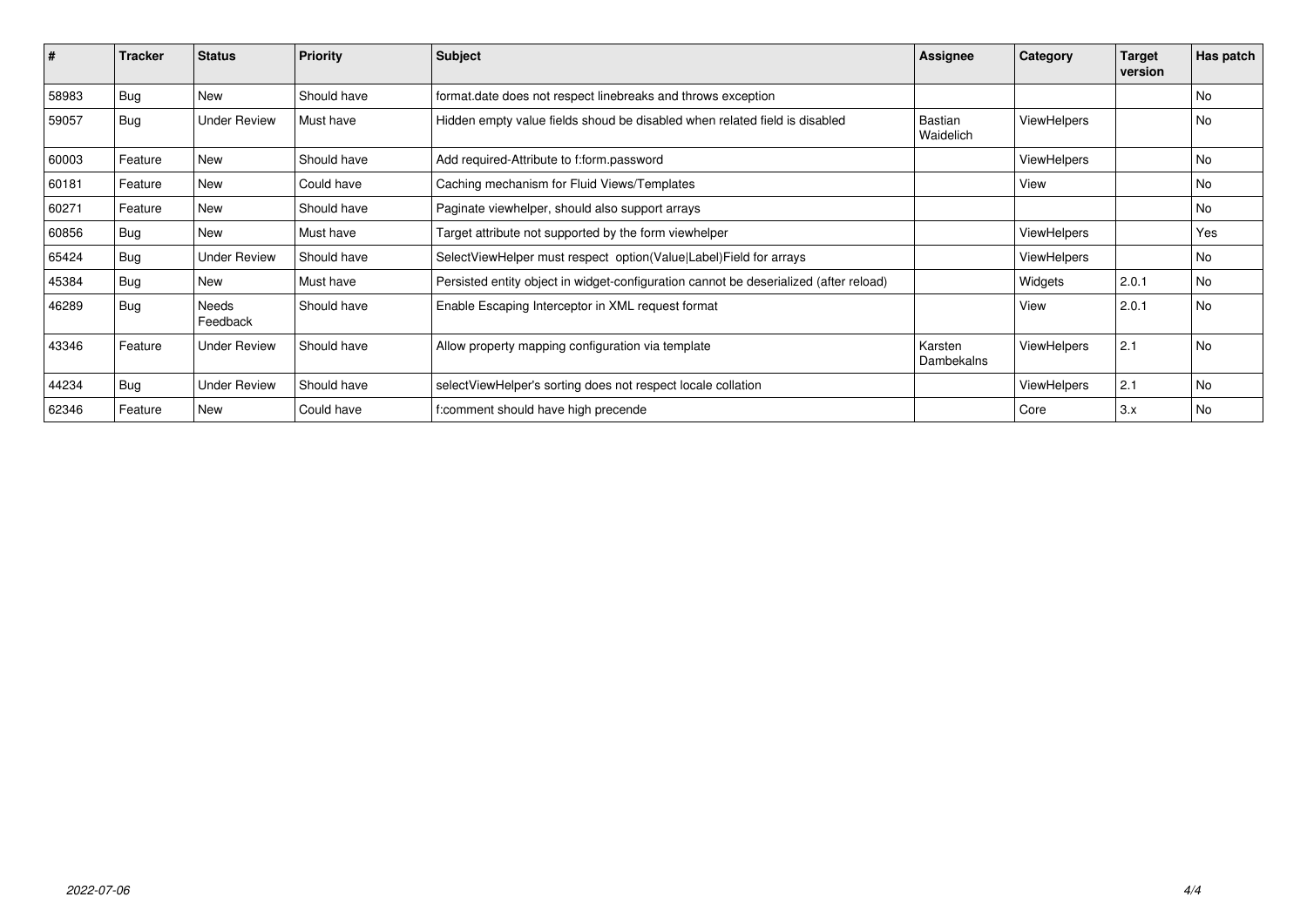| # | Tracker | Status | Priority | Subject | Assignee | Category | Target version | Has patch |
|---|---|---|---|---|---|---|---|---|
| 58983 | Bug | New | Should have | format.date does not respect linebreaks and throws exception | | | | No |
| 59057 | Bug | Under Review | Must have | Hidden empty value fields shoud be disabled when related field is disabled | Bastian Waidelich | ViewHelpers | | No |
| 60003 | Feature | New | Should have | Add required-Attribute to f:form.password | | ViewHelpers | | No |
| 60181 | Feature | New | Could have | Caching mechanism for Fluid Views/Templates | | View | | No |
| 60271 | Feature | New | Should have | Paginate viewhelper, should also support arrays | | | | No |
| 60856 | Bug | New | Must have | Target attribute not supported by the form viewhelper | | ViewHelpers | | Yes |
| 65424 | Bug | Under Review | Should have | SelectViewHelper must respect option(Value\|Label)Field for arrays | | ViewHelpers | | No |
| 45384 | Bug | New | Must have | Persisted entity object in widget-configuration cannot be deserialized (after reload) | | Widgets | 2.0.1 | No |
| 46289 | Bug | Needs Feedback | Should have | Enable Escaping Interceptor in XML request format | | View | 2.0.1 | No |
| 43346 | Feature | Under Review | Should have | Allow property mapping configuration via template | Karsten Dambekalns | ViewHelpers | 2.1 | No |
| 44234 | Bug | Under Review | Should have | selectViewHelper's sorting does not respect locale collation | | ViewHelpers | 2.1 | No |
| 62346 | Feature | New | Could have | f:comment should have high precende | | Core | 3.x | No |